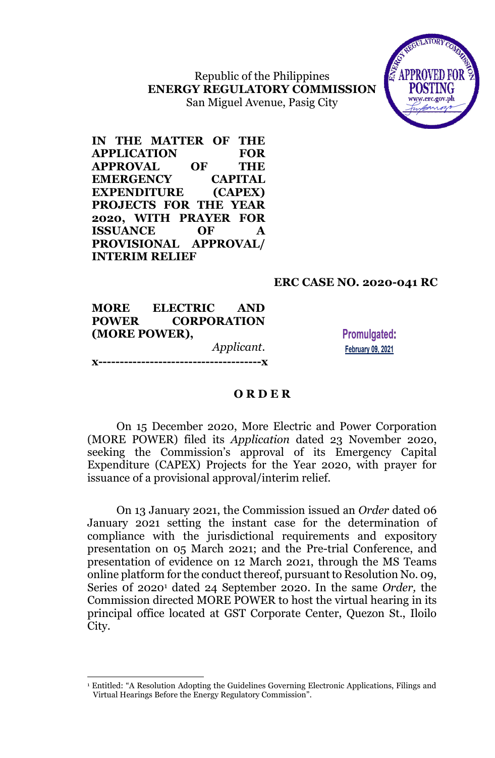Republic of the Philippines
**ENERGY REGULATORY COMMISSION**
San Miguel Avenue, Pasig City

APPROVED FOR POSTING
www.erc.gov.ph

**IN THE MATTER OF THE APPLICATION FOR APPROVAL OF THE EMERGENCY CAPITAL EXPENDITURE (CAPEX) PROJECTS FOR THE YEAR 2020, WITH PRAYER FOR ISSUANCE OF A PROVISIONAL APPROVAL/ INTERIM RELIEF**

**ERC CASE NO. 2020-041 RC**

**MORE ELECTRIC AND POWER CORPORATION (MORE POWER),**
*Applicant.*

**x--------------------------------------x**

**Promulgated:**
**February 09, 2021**

## O R D E R

On 15 December 2020, More Electric and Power Corporation (MORE POWER) filed its *Application* dated 23 November 2020, seeking the Commission's approval of its Emergency Capital Expenditure (CAPEX) Projects for the Year 2020, with prayer for issuance of a provisional approval/interim relief.

On 13 January 2021, the Commission issued an *Order* dated 06 January 2021 setting the instant case for the determination of compliance with the jurisdictional requirements and expository presentation on 05 March 2021; and the Pre-trial Conference, and presentation of evidence on 12 March 2021, through the MS Teams online platform for the conduct thereof, pursuant to Resolution No. 09, Series of 2020[1] dated 24 September 2020. In the same *Order,* the Commission directed MORE POWER to host the virtual hearing in its principal office located at GST Corporate Center, Quezon St., Iloilo City.

---

[1] Entitled: "A Resolution Adopting the Guidelines Governing Electronic Applications, Filings and Virtual Hearings Before the Energy Regulatory Commission".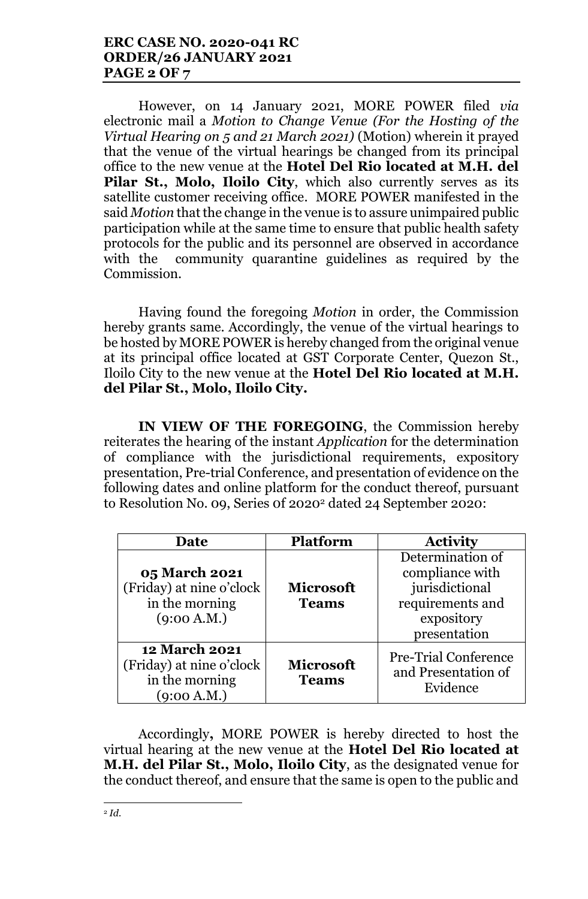However, on 14 January 2021, MORE POWER filed *via* electronic mail a *Motion to Change Venue (For the Hosting of the Virtual Hearing on 5 and 21 March 2021)* (Motion) wherein it prayed that the venue of the virtual hearings be changed from its principal office to the new venue at the **Hotel Del Rio located at M.H. del Pilar St., Molo, Iloilo City**, which also currently serves as its satellite customer receiving office. MORE POWER manifested in the said *Motion* that the change in the venue is to assure unimpaired public participation while at the same time to ensure that public health safety protocols for the public and its personnel are observed in accordance with the community quarantine guidelines as required by the Commission.

Having found the foregoing *Motion* in order, the Commission hereby grants same. Accordingly, the venue of the virtual hearings to be hosted by MORE POWER is hereby changed from the original venue at its principal office located at GST Corporate Center, Quezon St., Iloilo City to the new venue at the **Hotel Del Rio located at M.H. del Pilar St., Molo, Iloilo City.**

**IN VIEW OF THE FOREGOING**, the Commission hereby reiterates the hearing of the instant *Application* for the determination of compliance with the jurisdictional requirements, expository presentation, Pre-trial Conference, and presentation of evidence on the following dates and online platform for the conduct thereof, pursuant to Resolution No. 09, Series 0f 2020[2] dated 24 September 2020:

| Date | Platform | Activity |
|---|---|---|
| **05 March 2021** (Friday) at nine o'clock in the morning (9:00 A.M.) | **Microsoft Teams** | Determination of compliance with jurisdictional requirements and expository presentation |
| **12 March 2021** (Friday) at nine o'clock in the morning (9:00 A.M.) | **Microsoft Teams** | Pre-Trial Conference and Presentation of Evidence |

Accordingly**,** MORE POWER is hereby directed to host the virtual hearing at the new venue at the **Hotel Del Rio located at M.H. del Pilar St., Molo, Iloilo City**, as the designated venue for the conduct thereof, and ensure that the same is open to the public and

---

[2] *Id.*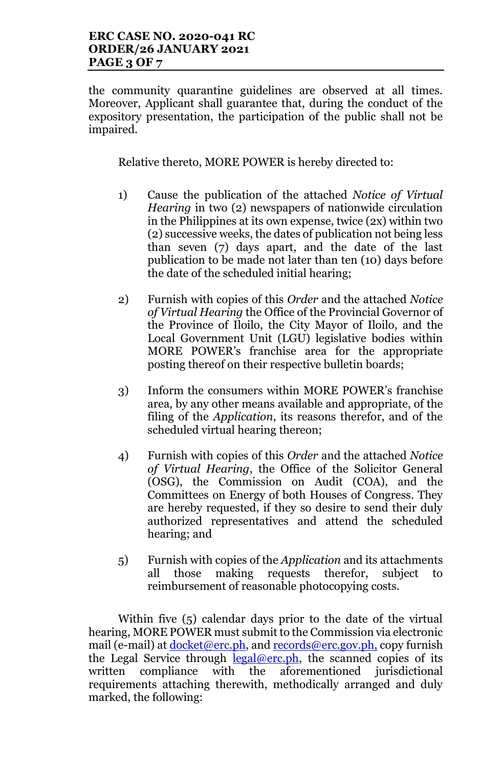the community quarantine guidelines are observed at all times. Moreover, Applicant shall guarantee that, during the conduct of the expository presentation, the participation of the public shall not be impaired.

Relative thereto, MORE POWER is hereby directed to:

1) Cause the publication of the attached *Notice of Virtual Hearing* in two (2) newspapers of nationwide circulation in the Philippines at its own expense, twice (2x) within two (2) successive weeks, the dates of publication not being less than seven (7) days apart, and the date of the last publication to be made not later than ten (10) days before the date of the scheduled initial hearing;

2) Furnish with copies of this *Order* and the attached *Notice of Virtual Hearing* the Office of the Provincial Governor of the Province of Iloilo, the City Mayor of Iloilo, and the Local Government Unit (LGU) legislative bodies within MORE POWER's franchise area for the appropriate posting thereof on their respective bulletin boards;

3) Inform the consumers within MORE POWER's franchise area, by any other means available and appropriate, of the filing of the *Application*, its reasons therefor, and of the scheduled virtual hearing thereon;

4) Furnish with copies of this *Order* and the attached *Notice of Virtual Hearing*, the Office of the Solicitor General (OSG), the Commission on Audit (COA), and the Committees on Energy of both Houses of Congress. They are hereby requested, if they so desire to send their duly authorized representatives and attend the scheduled hearing; and

5) Furnish with copies of the *Application* and its attachments all those making requests therefor, subject to reimbursement of reasonable photocopying costs.

Within five (5) calendar days prior to the date of the virtual hearing, MORE POWER must submit to the Commission via electronic mail (e-mail) at docket@erc.ph, and records@erc.gov.ph, copy furnish the Legal Service through legal@erc.ph, the scanned copies of its written compliance with the aforementioned jurisdictional requirements attaching therewith, methodically arranged and duly marked, the following: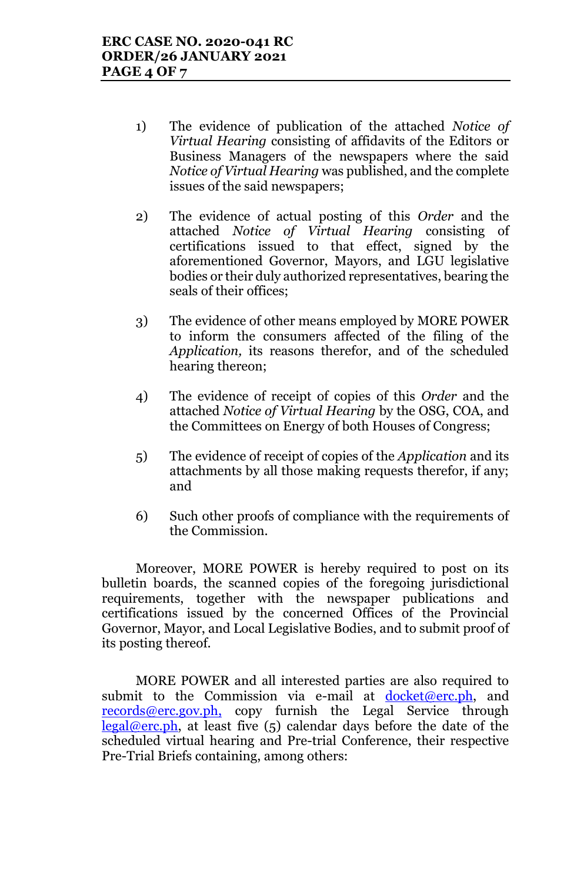1) The evidence of publication of the attached *Notice of Virtual Hearing* consisting of affidavits of the Editors or Business Managers of the newspapers where the said *Notice of Virtual Hearing* was published, and the complete issues of the said newspapers;

2) The evidence of actual posting of this *Order* and the attached *Notice of Virtual Hearing* consisting of certifications issued to that effect, signed by the aforementioned Governor, Mayors, and LGU legislative bodies or their duly authorized representatives, bearing the seals of their offices;

3) The evidence of other means employed by MORE POWER to inform the consumers affected of the filing of the *Application,* its reasons therefor, and of the scheduled hearing thereon;

4) The evidence of receipt of copies of this *Order* and the attached *Notice of Virtual Hearing* by the OSG, COA, and the Committees on Energy of both Houses of Congress;

5) The evidence of receipt of copies of the *Application* and its attachments by all those making requests therefor, if any; and

6) Such other proofs of compliance with the requirements of the Commission.

Moreover, MORE POWER is hereby required to post on its bulletin boards, the scanned copies of the foregoing jurisdictional requirements, together with the newspaper publications and certifications issued by the concerned Offices of the Provincial Governor, Mayor, and Local Legislative Bodies, and to submit proof of its posting thereof.

MORE POWER and all interested parties are also required to submit to the Commission via e-mail at docket@erc.ph, and records@erc.gov.ph, copy furnish the Legal Service through legal@erc.ph, at least five (5) calendar days before the date of the scheduled virtual hearing and Pre-trial Conference, their respective Pre-Trial Briefs containing, among others: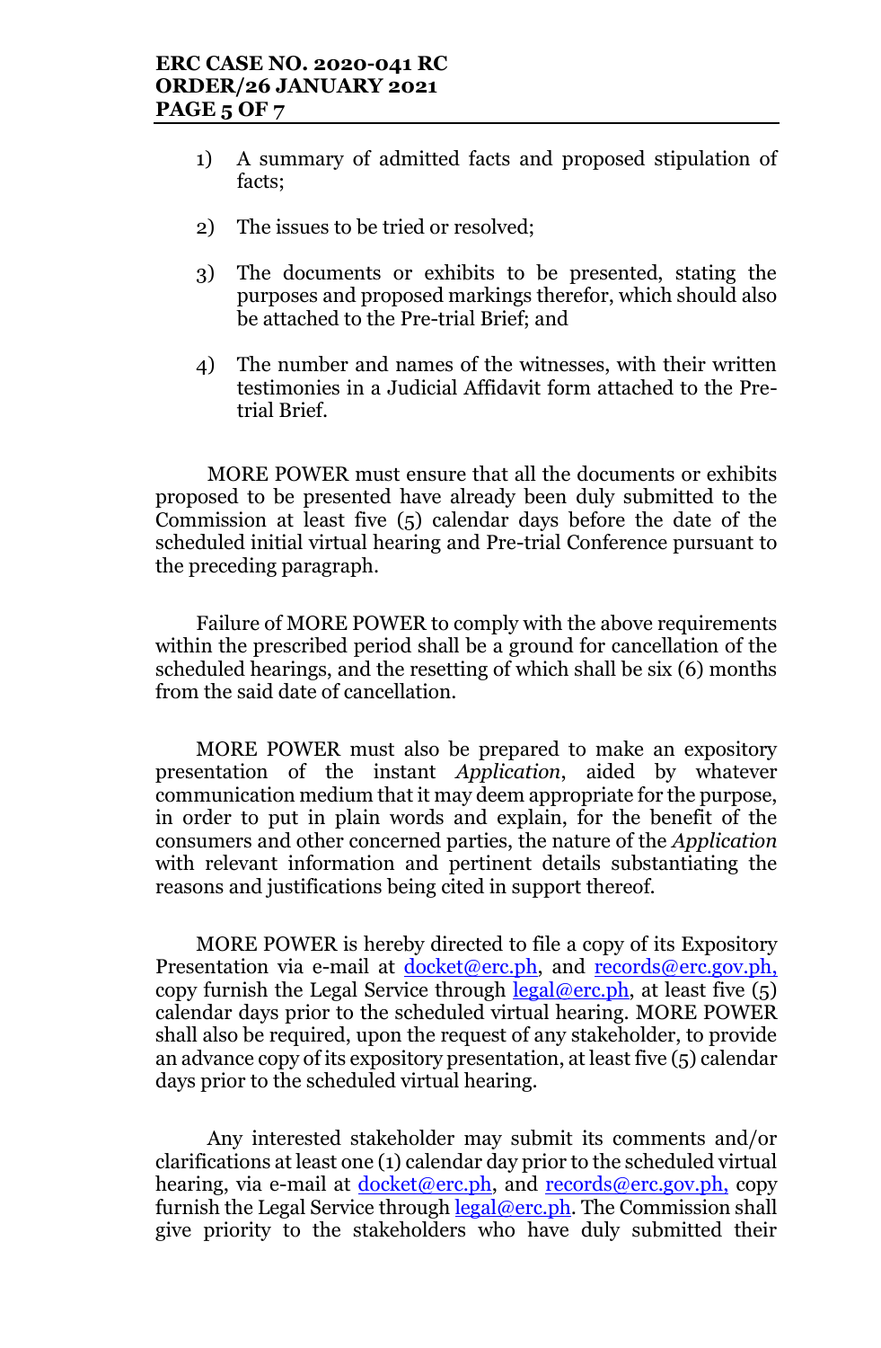1) A summary of admitted facts and proposed stipulation of facts;

2) The issues to be tried or resolved;

3) The documents or exhibits to be presented, stating the purposes and proposed markings therefor, which should also be attached to the Pre-trial Brief; and

4) The number and names of the witnesses, with their written testimonies in a Judicial Affidavit form attached to the Pre-trial Brief.

MORE POWER must ensure that all the documents or exhibits proposed to be presented have already been duly submitted to the Commission at least five (5) calendar days before the date of the scheduled initial virtual hearing and Pre-trial Conference pursuant to the preceding paragraph.

Failure of MORE POWER to comply with the above requirements within the prescribed period shall be a ground for cancellation of the scheduled hearings, and the resetting of which shall be six (6) months from the said date of cancellation.

MORE POWER must also be prepared to make an expository presentation of the instant *Application*, aided by whatever communication medium that it may deem appropriate for the purpose, in order to put in plain words and explain, for the benefit of the consumers and other concerned parties, the nature of the *Application* with relevant information and pertinent details substantiating the reasons and justifications being cited in support thereof.

MORE POWER is hereby directed to file a copy of its Expository Presentation via e-mail at docket@erc.ph, and records@erc.gov.ph, copy furnish the Legal Service through legal@erc.ph, at least five (5) calendar days prior to the scheduled virtual hearing. MORE POWER shall also be required, upon the request of any stakeholder, to provide an advance copy of its expository presentation, at least five (5) calendar days prior to the scheduled virtual hearing.

Any interested stakeholder may submit its comments and/or clarifications at least one (1) calendar day prior to the scheduled virtual hearing, via e-mail at docket@erc.ph, and records@erc.gov.ph, copy furnish the Legal Service through legal@erc.ph. The Commission shall give priority to the stakeholders who have duly submitted their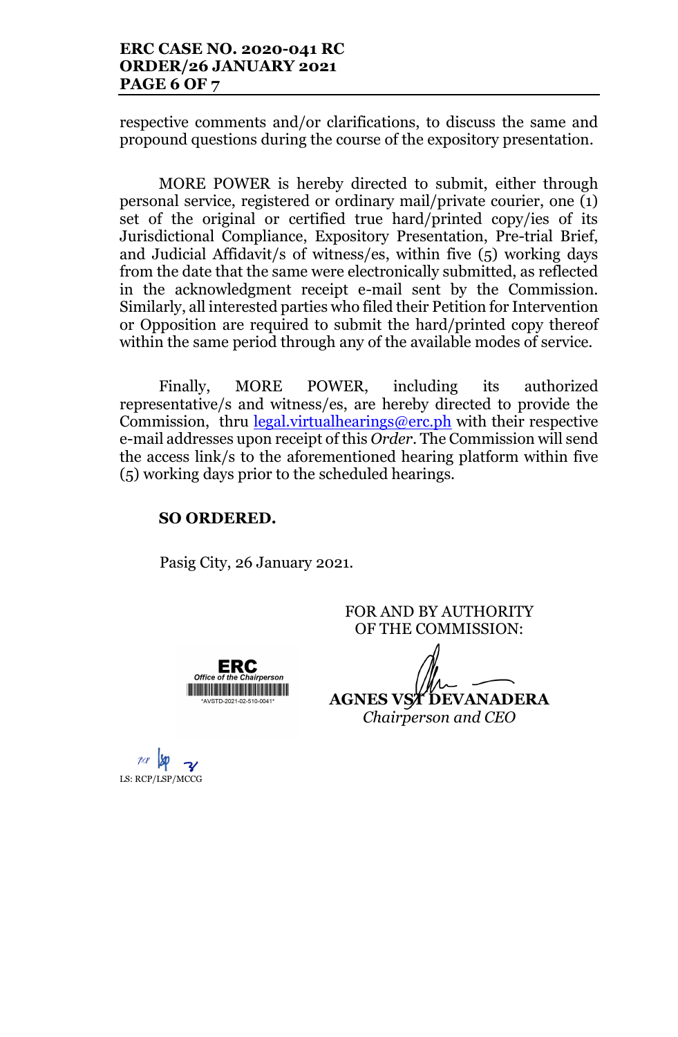respective comments and/or clarifications, to discuss the same and propound questions during the course of the expository presentation.

MORE POWER is hereby directed to submit, either through personal service, registered or ordinary mail/private courier, one (1) set of the original or certified true hard/printed copy/ies of its Jurisdictional Compliance, Expository Presentation, Pre-trial Brief, and Judicial Affidavit/s of witness/es, within five (5) working days from the date that the same were electronically submitted, as reflected in the acknowledgment receipt e-mail sent by the Commission. Similarly, all interested parties who filed their Petition for Intervention or Opposition are required to submit the hard/printed copy thereof within the same period through any of the available modes of service.

Finally, MORE POWER, including its authorized representative/s and witness/es, are hereby directed to provide the Commission, thru legal.virtualhearings@erc.ph with their respective e-mail addresses upon receipt of this *Order*. The Commission will send the access link/s to the aforementioned hearing platform within five (5) working days prior to the scheduled hearings.

**SO ORDERED.**

Pasig City, 26 January 2021.

FOR AND BY AUTHORITY OF THE COMMISSION:

**AGNES VST DEVANADERA**
*Chairperson and CEO*

ERC
*Office of the Chairperson*
*AVSTD-2021-02-510-0041*

LS: RCP/LSP/MCCG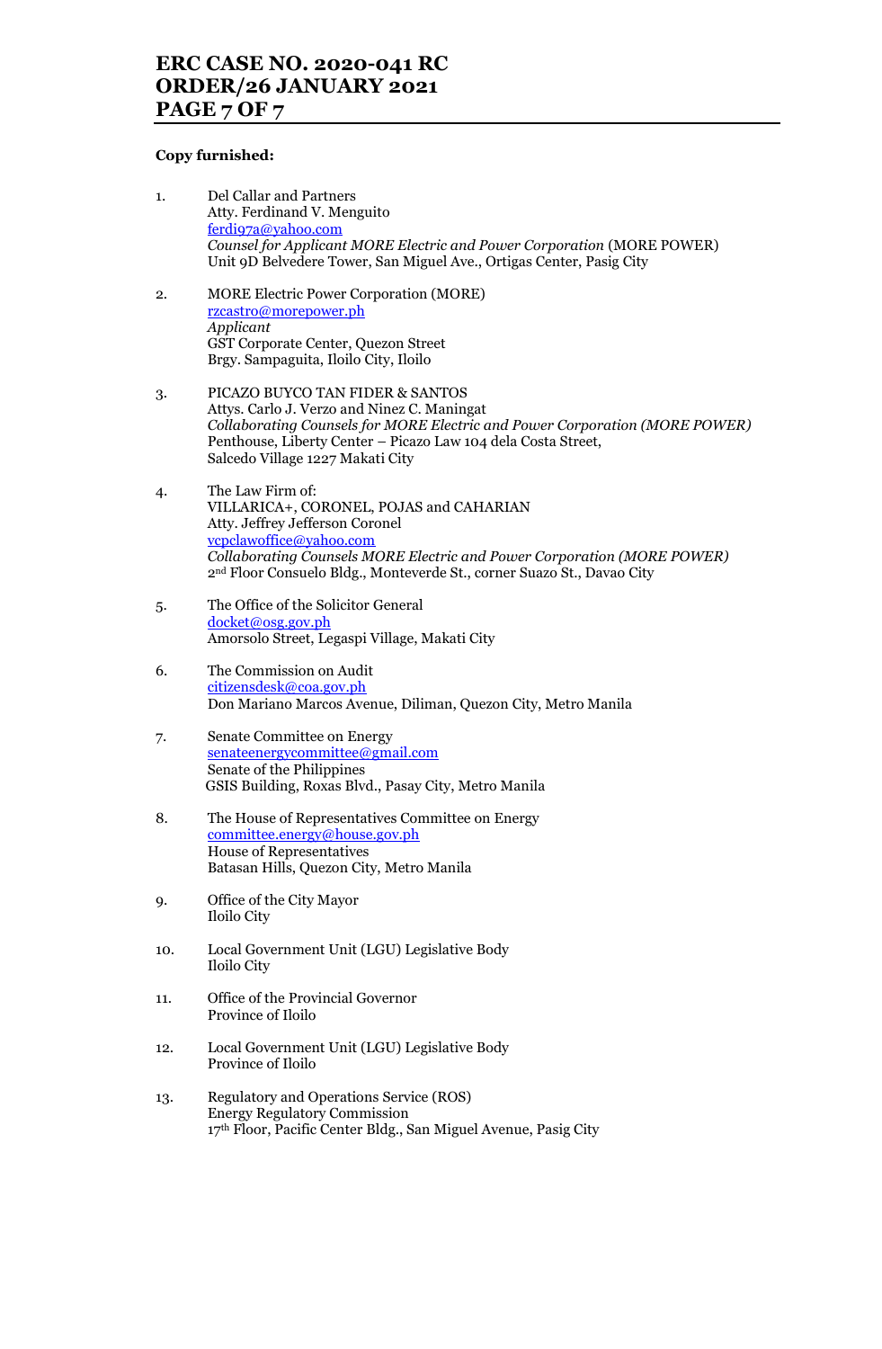**Copy furnished:**

1. Del Callar and Partners
   Atty. Ferdinand V. Menguito
   ferdi97a@yahoo.com
   *Counsel for Applicant MORE Electric and Power Corporation* (MORE POWER)
   Unit 9D Belvedere Tower, San Miguel Ave., Ortigas Center, Pasig City

2. MORE Electric Power Corporation (MORE)
   rzcastro@morepower.ph
   *Applicant*
   GST Corporate Center, Quezon Street
   Brgy. Sampaguita, Iloilo City, Iloilo

3. PICAZO BUYCO TAN FIDER & SANTOS
   Attys. Carlo J. Verzo and Ninez C. Maningat
   *Collaborating Counsels for MORE Electric and Power Corporation (MORE POWER)*
   Penthouse, Liberty Center – Picazo Law 104 dela Costa Street,
   Salcedo Village 1227 Makati City

4. The Law Firm of:
   VILLARICA+, CORONEL, POJAS and CAHARIAN
   Atty. Jeffrey Jefferson Coronel
   vcpclawoffice@yahoo.com
   *Collaborating Counsels MORE Electric and Power Corporation (MORE POWER)*
   2nd Floor Consuelo Bldg., Monteverde St., corner Suazo St., Davao City

5. The Office of the Solicitor General
   docket@osg.gov.ph
   Amorsolo Street, Legaspi Village, Makati City

6. The Commission on Audit
   citizensdesk@coa.gov.ph
   Don Mariano Marcos Avenue, Diliman, Quezon City, Metro Manila

7. Senate Committee on Energy
   senateenergycommittee@gmail.com
   Senate of the Philippines
   GSIS Building, Roxas Blvd., Pasay City, Metro Manila

8. The House of Representatives Committee on Energy
   committee.energy@house.gov.ph
   House of Representatives
   Batasan Hills, Quezon City, Metro Manila

9. Office of the City Mayor
   Iloilo City

10. Local Government Unit (LGU) Legislative Body
    Iloilo City

11. Office of the Provincial Governor
    Province of Iloilo

12. Local Government Unit (LGU) Legislative Body
    Province of Iloilo

13. Regulatory and Operations Service (ROS)
    Energy Regulatory Commission
    17th Floor, Pacific Center Bldg., San Miguel Avenue, Pasig City